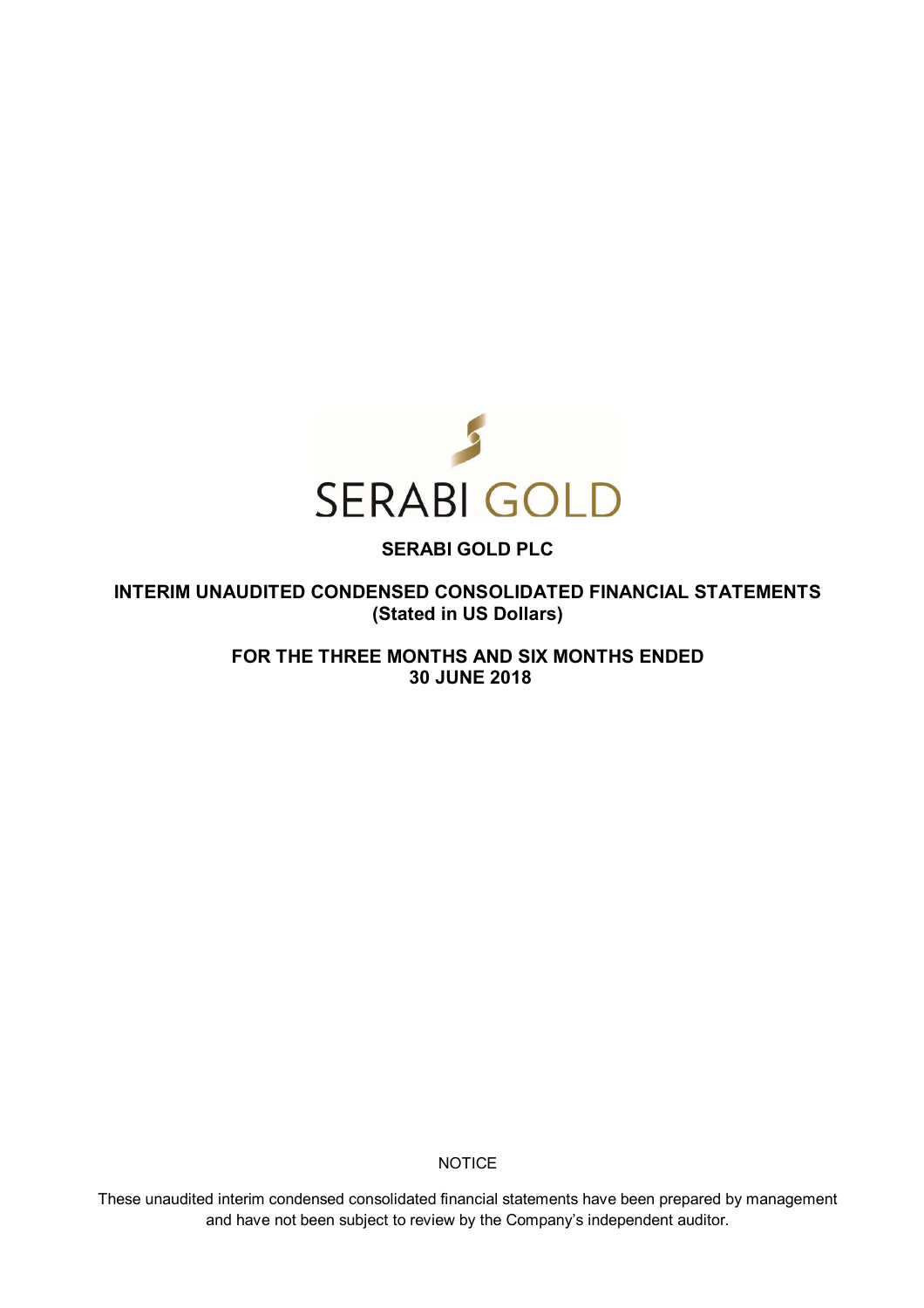SERABI GOLD

# SERABI GOLD PLC

## INTERIM UNAUDITED CONDENSED CONSOLIDATED FINANCIAL STATEMENTS (Stated in US Dollars)

## FOR THE THREE MONTHS AND SIX MONTHS ENDED 30 JUNE 2018

NOTICE

These unaudited interim condensed consolidated financial statements have been prepared by management and have not been subject to review by the Company's independent auditor.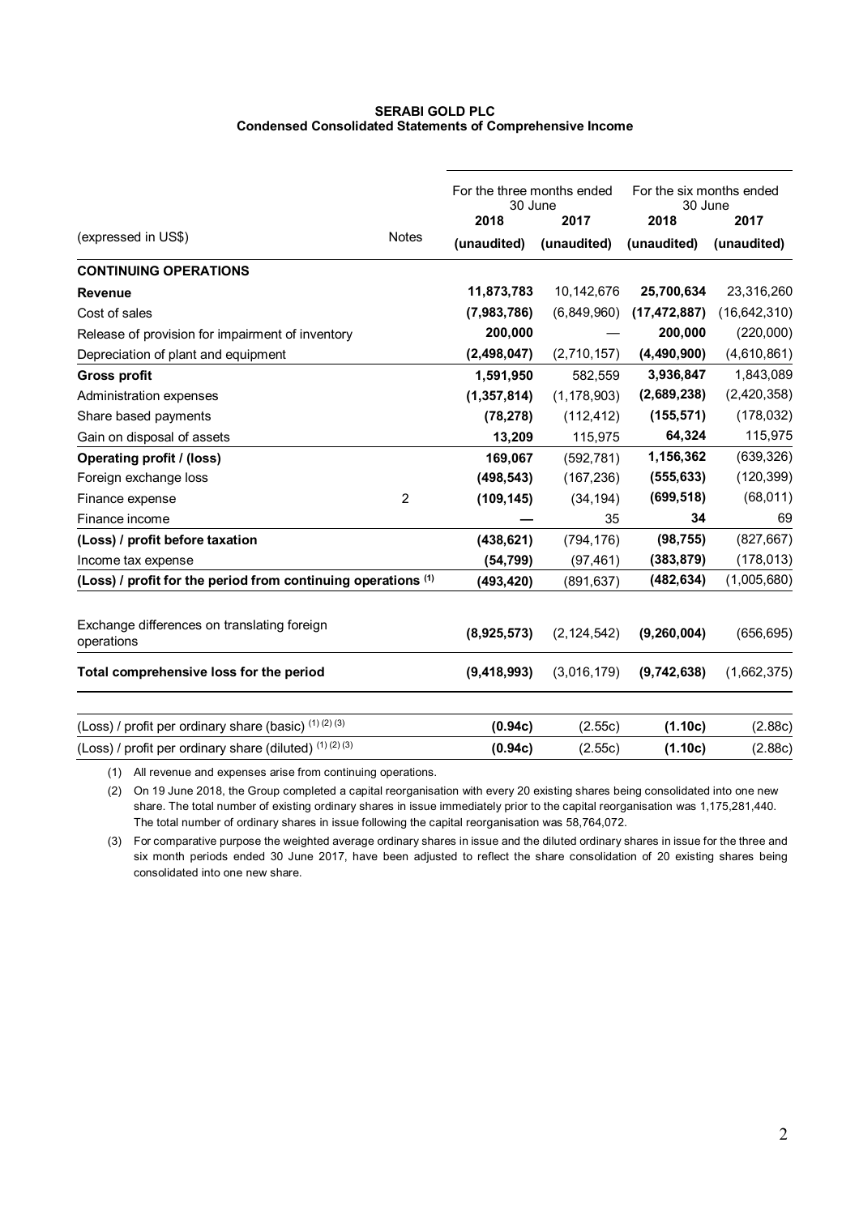**SERABI GOLD PLC**
**Condensed Consolidated Statements of Comprehensive Income**

| (expressed in US$) | Notes | For the three months ended 30 June | | For the six months ended 30 June | |
|---|---|---|---|---|---|
| | | **2018** | **2017** | **2018** | **2017** |
| | | **(unaudited)** | **(unaudited)** | **(unaudited)** | **(unaudited)** |
| **CONTINUING OPERATIONS** | | | | | |
| **Revenue** | | **11,873,783** | 10,142,676 | **25,700,634** | 23,316,260 |
| Cost of sales | | **(7,983,786)** | (6,849,960) | **(17,472,887)** | (16,642,310) |
| Release of provision for impairment of inventory | | **200,000** | — | **200,000** | (220,000) |
| Depreciation of plant and equipment | | **(2,498,047)** | (2,710,157) | **(4,490,900)** | (4,610,861) |
| **Gross profit** | | **1,591,950** | 582,559 | **3,936,847** | 1,843,089 |
| Administration expenses | | **(1,357,814)** | (1,178,903) | **(2,689,238)** | (2,420,358) |
| Share based payments | | **(78,278)** | (112,412) | **(155,571)** | (178,032) |
| Gain on disposal of assets | | **13,209** | 115,975 | **64,324** | 115,975 |
| **Operating profit / (loss)** | | **169,067** | (592,781) | **1,156,362** | (639,326) |
| Foreign exchange loss | | **(498,543)** | (167,236) | **(555,633)** | (120,399) |
| Finance expense | 2 | **(109,145)** | (34,194) | **(699,518)** | (68,011) |
| Finance income | | **—** | 35 | **34** | 69 |
| **(Loss) / profit before taxation** | | **(438,621)** | (794,176) | **(98,755)** | (827,667) |
| Income tax expense | | **(54,799)** | (97,461) | **(383,879)** | (178,013) |
| **(Loss) / profit for the period from continuing operations [(1)]** | | **(493,420)** | (891,637) | **(482,634)** | (1,005,680) |
| Exchange differences on translating foreign operations | | **(8,925,573)** | (2,124,542) | **(9,260,004)** | (656,695) |
| **Total comprehensive loss for the period** | | **(9,418,993)** | (3,016,179) | **(9,742,638)** | (1,662,375) |
| (Loss) / profit per ordinary share (basic) [(1) (2) (3)] | | **(0.94c)** | (2.55c) | **(1.10c)** | (2.88c) |
| (Loss) / profit per ordinary share (diluted) [(1) (2) (3)] | | **(0.94c)** | (2.55c) | **(1.10c)** | (2.88c) |

(1) All revenue and expenses arise from continuing operations.

(2) On 19 June 2018, the Group completed a capital reorganisation with every 20 existing shares being consolidated into one new share. The total number of existing ordinary shares in issue immediately prior to the capital reorganisation was 1,175,281,440. The total number of ordinary shares in issue following the capital reorganisation was 58,764,072.

(3) For comparative purpose the weighted average ordinary shares in issue and the diluted ordinary shares in issue for the three and six month periods ended 30 June 2017, have been adjusted to reflect the share consolidation of 20 existing shares being consolidated into one new share.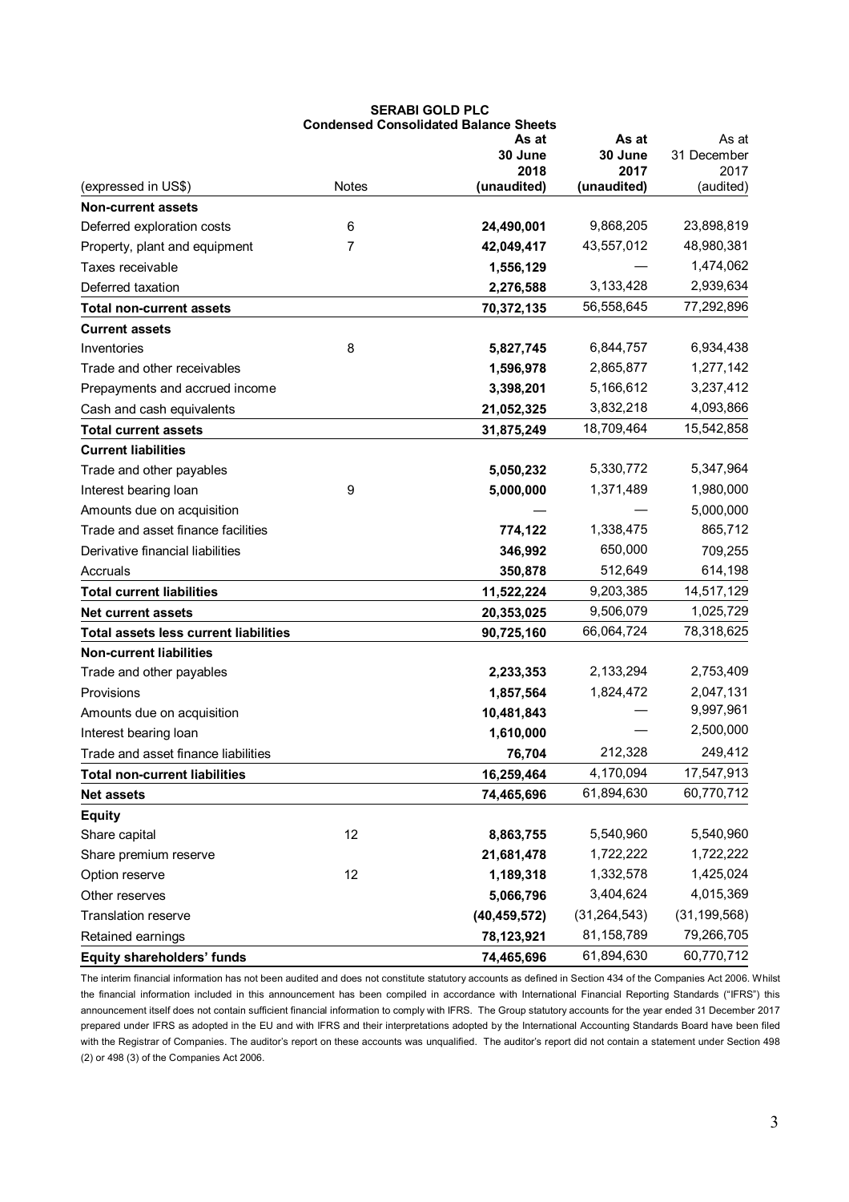# SERABI GOLD PLC

## Condensed Consolidated Balance Sheets

| (expressed in US$) | Notes | As at 30 June 2018 (unaudited) | As at 30 June 2017 (unaudited) | As at 31 December 2017 (audited) |
|---|---|---|---|---|
| **Non-current assets** | | | | |
| Deferred exploration costs | 6 | **24,490,001** | 9,868,205 | 23,898,819 |
| Property, plant and equipment | 7 | **42,049,417** | 43,557,012 | 48,980,381 |
| Taxes receivable | | **1,556,129** | — | 1,474,062 |
| Deferred taxation | | **2,276,588** | 3,133,428 | 2,939,634 |
| **Total non-current assets** | | **70,372,135** | 56,558,645 | 77,292,896 |
| **Current assets** | | | | |
| Inventories | 8 | **5,827,745** | 6,844,757 | 6,934,438 |
| Trade and other receivables | | **1,596,978** | 2,865,877 | 1,277,142 |
| Prepayments and accrued income | | **3,398,201** | 5,166,612 | 3,237,412 |
| Cash and cash equivalents | | **21,052,325** | 3,832,218 | 4,093,866 |
| **Total current assets** | | **31,875,249** | 18,709,464 | 15,542,858 |
| **Current liabilities** | | | | |
| Trade and other payables | | **5,050,232** | 5,330,772 | 5,347,964 |
| Interest bearing loan | 9 | **5,000,000** | 1,371,489 | 1,980,000 |
| Amounts due on acquisition | | **—** | — | 5,000,000 |
| Trade and asset finance facilities | | **774,122** | 1,338,475 | 865,712 |
| Derivative financial liabilities | | **346,992** | 650,000 | 709,255 |
| Accruals | | **350,878** | 512,649 | 614,198 |
| **Total current liabilities** | | **11,522,224** | 9,203,385 | 14,517,129 |
| **Net current assets** | | **20,353,025** | 9,506,079 | 1,025,729 |
| **Total assets less current liabilities** | | **90,725,160** | 66,064,724 | 78,318,625 |
| **Non-current liabilities** | | | | |
| Trade and other payables | | **2,233,353** | 2,133,294 | 2,753,409 |
| Provisions | | **1,857,564** | 1,824,472 | 2,047,131 |
| Amounts due on acquisition | | **10,481,843** | — | 9,997,961 |
| Interest bearing loan | | **1,610,000** | — | 2,500,000 |
| Trade and asset finance liabilities | | **76,704** | 212,328 | 249,412 |
| **Total non-current liabilities** | | **16,259,464** | 4,170,094 | 17,547,913 |
| **Net assets** | | **74,465,696** | 61,894,630 | 60,770,712 |
| **Equity** | | | | |
| Share capital | 12 | **8,863,755** | 5,540,960 | 5,540,960 |
| Share premium reserve | | **21,681,478** | 1,722,222 | 1,722,222 |
| Option reserve | 12 | **1,189,318** | 1,332,578 | 1,425,024 |
| Other reserves | | **5,066,796** | 3,404,624 | 4,015,369 |
| Translation reserve | | **(40,459,572)** | (31,264,543) | (31,199,568) |
| Retained earnings | | **78,123,921** | 81,158,789 | 79,266,705 |
| **Equity shareholders' funds** | | **74,465,696** | 61,894,630 | 60,770,712 |

The interim financial information has not been audited and does not constitute statutory accounts as defined in Section 434 of the Companies Act 2006. Whilst the financial information included in this announcement has been compiled in accordance with International Financial Reporting Standards ("IFRS") this announcement itself does not contain sufficient financial information to comply with IFRS. The Group statutory accounts for the year ended 31 December 2017 prepared under IFRS as adopted in the EU and with IFRS and their interpretations adopted by the International Accounting Standards Board have been filed with the Registrar of Companies. The auditor's report on these accounts was unqualified. The auditor's report did not contain a statement under Section 498 (2) or 498 (3) of the Companies Act 2006.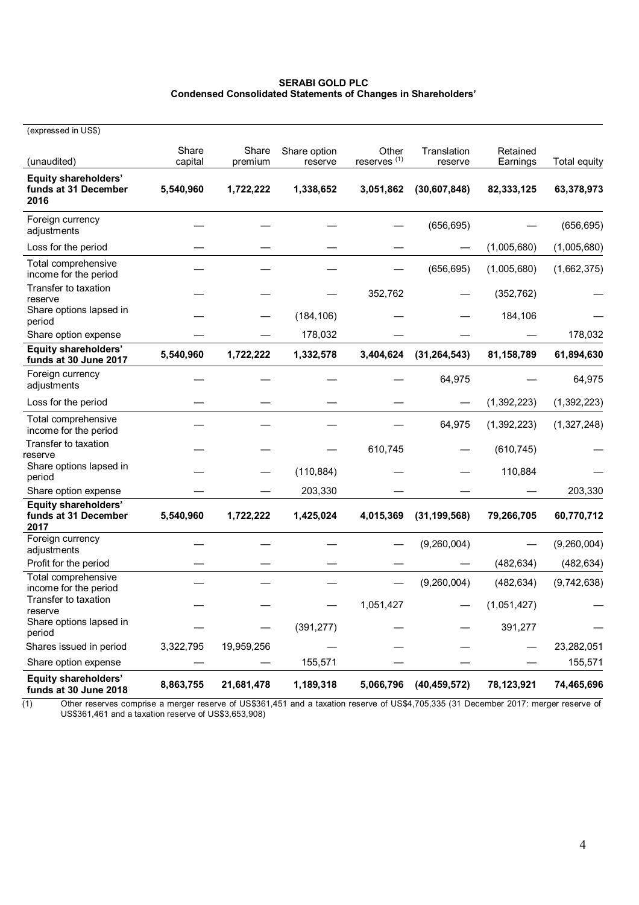**SERABI GOLD PLC**
**Condensed Consolidated Statements of Changes in Shareholders'**

(expressed in US$)

| (unaudited) | Share capital | Share premium | Share option reserve | Other reserves [(1)] | Translation reserve | Retained Earnings | Total equity |
|---|---|---|---|---|---|---|---|
| **Equity shareholders' funds at 31 December 2016** | **5,540,960** | **1,722,222** | **1,338,652** | **3,051,862** | **(30,607,848)** | **82,333,125** | **63,378,973** |
| Foreign currency adjustments | — | — | — | — | (656,695) | — | (656,695) |
| Loss for the period | — | — | — | — | — | (1,005,680) | (1,005,680) |
| Total comprehensive income for the period | — | — | — | — | (656,695) | (1,005,680) | (1,662,375) |
| Transfer to taxation reserve | — | — | — | 352,762 | — | (352,762) | — |
| Share options lapsed in period | — | — | (184,106) | — | — | 184,106 | — |
| Share option expense | — | — | 178,032 | — | — | — | 178,032 |
| **Equity shareholders' funds at 30 June 2017** | **5,540,960** | **1,722,222** | **1,332,578** | **3,404,624** | **(31,264,543)** | **81,158,789** | **61,894,630** |
| Foreign currency adjustments | — | — | — | — | 64,975 | — | 64,975 |
| Loss for the period | — | — | — | — | — | (1,392,223) | (1,392,223) |
| Total comprehensive income for the period | — | — | — | — | 64,975 | (1,392,223) | (1,327,248) |
| Transfer to taxation reserve | — | — | — | 610,745 | — | (610,745) | — |
| Share options lapsed in period | — | — | (110,884) | — | — | 110,884 | — |
| Share option expense | — | — | 203,330 | — | — | — | 203,330 |
| **Equity shareholders' funds at 31 December 2017** | **5,540,960** | **1,722,222** | **1,425,024** | **4,015,369** | **(31,199,568)** | **79,266,705** | **60,770,712** |
| Foreign currency adjustments | — | — | — | — | (9,260,004) | — | (9,260,004) |
| Profit for the period | — | — | — | — | — | (482,634) | (482,634) |
| Total comprehensive income for the period | — | — | — | — | (9,260,004) | (482,634) | (9,742,638) |
| Transfer to taxation reserve | — | — | — | 1,051,427 | — | (1,051,427) | — |
| Share options lapsed in period | — | — | (391,277) | — | — | 391,277 | — |
| Shares issued in period | 3,322,795 | 19,959,256 | — | — | — | — | 23,282,051 |
| Share option expense | — | — | 155,571 | — | — | — | 155,571 |
| **Equity shareholders' funds at 30 June 2018** | **8,863,755** | **21,681,478** | **1,189,318** | **5,066,796** | **(40,459,572)** | **78,123,921** | **74,465,696** |

(1) Other reserves comprise a merger reserve of US$361,451 and a taxation reserve of US$4,705,335 (31 December 2017: merger reserve of US$361,461 and a taxation reserve of US$3,653,908)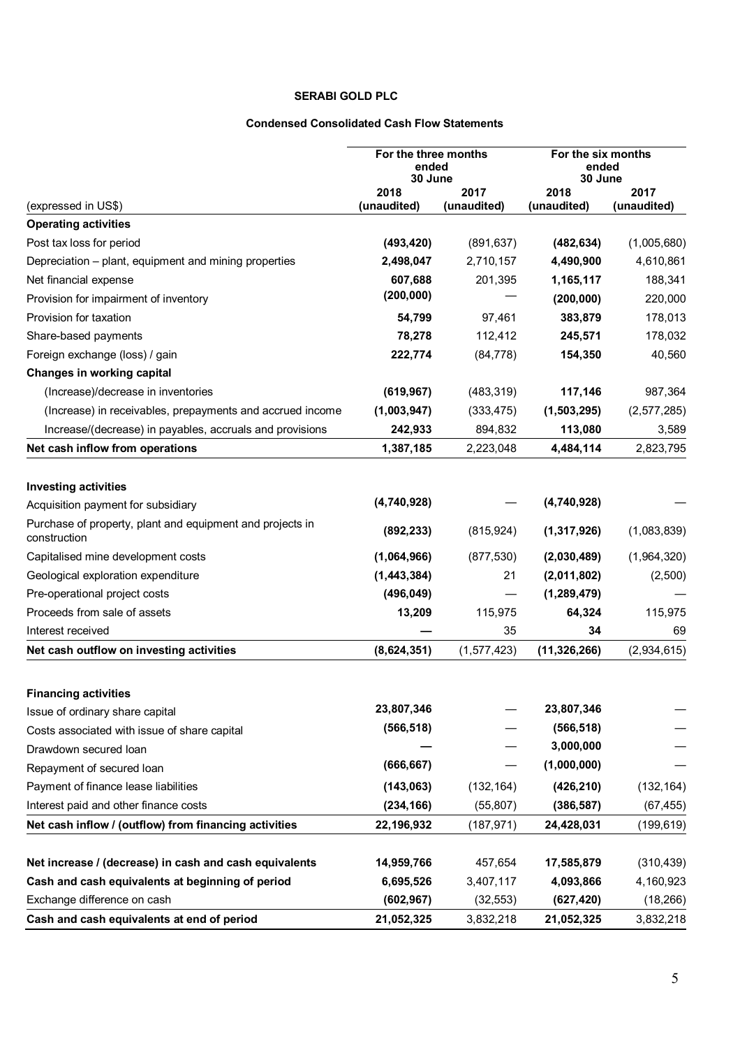**SERABI GOLD PLC**

**Condensed Consolidated Cash Flow Statements**

| (expressed in US$) | For the three months ended 30 June 2018 (unaudited) | For the three months ended 30 June 2017 (unaudited) | For the six months ended 30 June 2018 (unaudited) | For the six months ended 30 June 2017 (unaudited) |
|---|---|---|---|---|
| **Operating activities** | | | | |
| Post tax loss for period | **(493,420)** | (891,637) | **(482,634)** | (1,005,680) |
| Depreciation – plant, equipment and mining properties | **2,498,047** | 2,710,157 | **4,490,900** | 4,610,861 |
| Net financial expense | **607,688** | 201,395 | **1,165,117** | 188,341 |
| Provision for impairment of inventory | **(200,000)** | — | **(200,000)** | 220,000 |
| Provision for taxation | **54,799** | 97,461 | **383,879** | 178,013 |
| Share-based payments | **78,278** | 112,412 | **245,571** | 178,032 |
| Foreign exchange (loss) / gain | **222,774** | (84,778) | **154,350** | 40,560 |
| **Changes in working capital** | | | | |
| (Increase)/decrease in inventories | **(619,967)** | (483,319) | **117,146** | 987,364 |
| (Increase) in receivables, prepayments and accrued income | **(1,003,947)** | (333,475) | **(1,503,295)** | (2,577,285) |
| Increase/(decrease) in payables, accruals and provisions | **242,933** | 894,832 | **113,080** | 3,589 |
| **Net cash inflow from operations** | **1,387,185** | 2,223,048 | **4,484,114** | 2,823,795 |
| | | | | |
| **Investing activities** | | | | |
| Acquisition payment for subsidiary | **(4,740,928)** | — | **(4,740,928)** | — |
| Purchase of property, plant and equipment and projects in construction | **(892,233)** | (815,924) | **(1,317,926)** | (1,083,839) |
| Capitalised mine development costs | **(1,064,966)** | (877,530) | **(2,030,489)** | (1,964,320) |
| Geological exploration expenditure | **(1,443,384)** | 21 | **(2,011,802)** | (2,500) |
| Pre-operational project costs | **(496,049)** | — | **(1,289,479)** | — |
| Proceeds from sale of assets | **13,209** | 115,975 | **64,324** | 115,975 |
| Interest received | **—** | 35 | **34** | 69 |
| **Net cash outflow on investing activities** | **(8,624,351)** | (1,577,423) | **(11,326,266)** | (2,934,615) |
| | | | | |
| **Financing activities** | | | | |
| Issue of ordinary share capital | **23,807,346** | — | **23,807,346** | — |
| Costs associated with issue of share capital | **(566,518)** | — | **(566,518)** | — |
| Drawdown secured loan | **—** | — | **3,000,000** | — |
| Repayment of secured loan | **(666,667)** | — | **(1,000,000)** | — |
| Payment of finance lease liabilities | **(143,063)** | (132,164) | **(426,210)** | (132,164) |
| Interest paid and other finance costs | **(234,166)** | (55,807) | **(386,587)** | (67,455) |
| **Net cash inflow / (outflow) from financing activities** | **22,196,932** | (187,971) | **24,428,031** | (199,619) |
| | | | | |
| **Net increase / (decrease) in cash and cash equivalents** | **14,959,766** | 457,654 | **17,585,879** | (310,439) |
| **Cash and cash equivalents at beginning of period** | **6,695,526** | 3,407,117 | **4,093,866** | 4,160,923 |
| Exchange difference on cash | **(602,967)** | (32,553) | **(627,420)** | (18,266) |
| **Cash and cash equivalents at end of period** | **21,052,325** | 3,832,218 | **21,052,325** | 3,832,218 |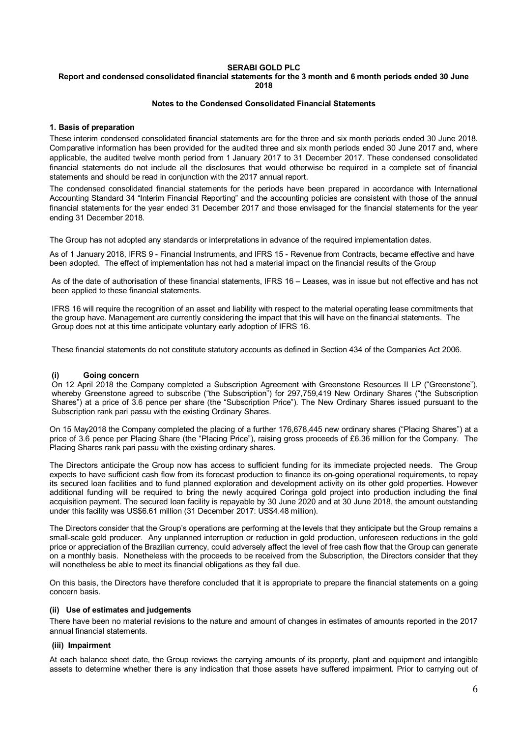**SERABI GOLD PLC**

**Report and condensed consolidated financial statements for the 3 month and 6 month periods ended 30 June 2018**

**Notes to the Condensed Consolidated Financial Statements**

### 1. Basis of preparation

These interim condensed consolidated financial statements are for the three and six month periods ended 30 June 2018. Comparative information has been provided for the audited three and six month periods ended 30 June 2017 and, where applicable, the audited twelve month period from 1 January 2017 to 31 December 2017. These condensed consolidated financial statements do not include all the disclosures that would otherwise be required in a complete set of financial statements and should be read in conjunction with the 2017 annual report.

The condensed consolidated financial statements for the periods have been prepared in accordance with International Accounting Standard 34 "Interim Financial Reporting" and the accounting policies are consistent with those of the annual financial statements for the year ended 31 December 2017 and those envisaged for the financial statements for the year ending 31 December 2018.

The Group has not adopted any standards or interpretations in advance of the required implementation dates.

As of 1 January 2018, IFRS 9 - Financial Instruments, and IFRS 15 - Revenue from Contracts, became effective and have been adopted. The effect of implementation has not had a material impact on the financial results of the Group

As of the date of authorisation of these financial statements, IFRS 16 – Leases, was in issue but not effective and has not been applied to these financial statements.

IFRS 16 will require the recognition of an asset and liability with respect to the material operating lease commitments that the group have. Management are currently considering the impact that this will have on the financial statements. The Group does not at this time anticipate voluntary early adoption of IFRS 16.

These financial statements do not constitute statutory accounts as defined in Section 434 of the Companies Act 2006.

#### (i) Going concern

On 12 April 2018 the Company completed a Subscription Agreement with Greenstone Resources II LP ("Greenstone"), whereby Greenstone agreed to subscribe ("the Subscription") for 297,759,419 New Ordinary Shares ("the Subscription Shares") at a price of 3.6 pence per share (the "Subscription Price"). The New Ordinary Shares issued pursuant to the Subscription rank pari passu with the existing Ordinary Shares.

On 15 May2018 the Company completed the placing of a further 176,678,445 new ordinary shares ("Placing Shares") at a price of 3.6 pence per Placing Share (the "Placing Price"), raising gross proceeds of £6.36 million for the Company. The Placing Shares rank pari passu with the existing ordinary shares.

The Directors anticipate the Group now has access to sufficient funding for its immediate projected needs. The Group expects to have sufficient cash flow from its forecast production to finance its on-going operational requirements, to repay its secured loan facilities and to fund planned exploration and development activity on its other gold properties. However additional funding will be required to bring the newly acquired Coringa gold project into production including the final acquisition payment. The secured loan facility is repayable by 30 June 2020 and at 30 June 2018, the amount outstanding under this facility was US$6.61 million (31 December 2017: US$4.48 million).

The Directors consider that the Group's operations are performing at the levels that they anticipate but the Group remains a small-scale gold producer. Any unplanned interruption or reduction in gold production, unforeseen reductions in the gold price or appreciation of the Brazilian currency, could adversely affect the level of free cash flow that the Group can generate on a monthly basis. Nonetheless with the proceeds to be received from the Subscription, the Directors consider that they will nonetheless be able to meet its financial obligations as they fall due.

On this basis, the Directors have therefore concluded that it is appropriate to prepare the financial statements on a going concern basis.

#### (ii) Use of estimates and judgements

There have been no material revisions to the nature and amount of changes in estimates of amounts reported in the 2017 annual financial statements.

#### (iii) Impairment

At each balance sheet date, the Group reviews the carrying amounts of its property, plant and equipment and intangible assets to determine whether there is any indication that those assets have suffered impairment. Prior to carrying out of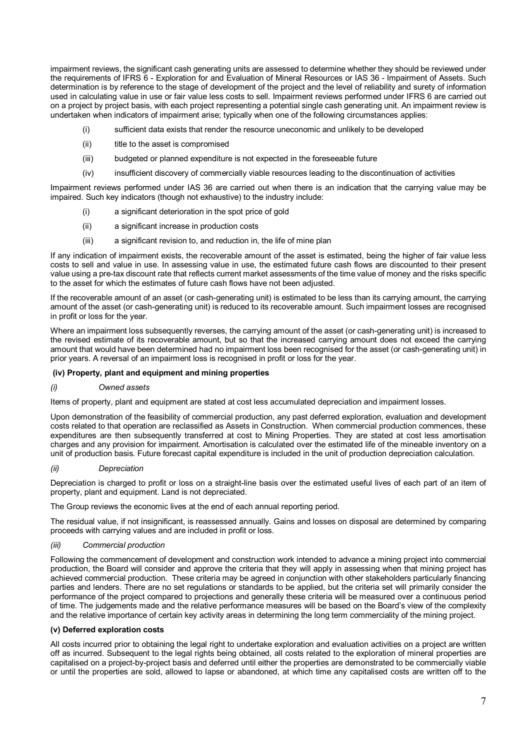impairment reviews, the significant cash generating units are assessed to determine whether they should be reviewed under the requirements of IFRS 6 - Exploration for and Evaluation of Mineral Resources or IAS 36 - Impairment of Assets. Such determination is by reference to the stage of development of the project and the level of reliability and surety of information used in calculating value in use or fair value less costs to sell. Impairment reviews performed under IFRS 6 are carried out on a project by project basis, with each project representing a potential single cash generating unit. An impairment review is undertaken when indicators of impairment arise; typically when one of the following circumstances applies:

- (i) sufficient data exists that render the resource uneconomic and unlikely to be developed
- (ii) title to the asset is compromised
- (iii) budgeted or planned expenditure is not expected in the foreseeable future
- (iv) insufficient discovery of commercially viable resources leading to the discontinuation of activities

Impairment reviews performed under IAS 36 are carried out when there is an indication that the carrying value may be impaired. Such key indicators (though not exhaustive) to the industry include:

- (i) a significant deterioration in the spot price of gold
- (ii) a significant increase in production costs
- (iii) a significant revision to, and reduction in, the life of mine plan

If any indication of impairment exists, the recoverable amount of the asset is estimated, being the higher of fair value less costs to sell and value in use. In assessing value in use, the estimated future cash flows are discounted to their present value using a pre-tax discount rate that reflects current market assessments of the time value of money and the risks specific to the asset for which the estimates of future cash flows have not been adjusted.

If the recoverable amount of an asset (or cash-generating unit) is estimated to be less than its carrying amount, the carrying amount of the asset (or cash-generating unit) is reduced to its recoverable amount. Such impairment losses are recognised in profit or loss for the year.

Where an impairment loss subsequently reverses, the carrying amount of the asset (or cash-generating unit) is increased to the revised estimate of its recoverable amount, but so that the increased carrying amount does not exceed the carrying amount that would have been determined had no impairment loss been recognised for the asset (or cash-generating unit) in prior years. A reversal of an impairment loss is recognised in profit or loss for the year.

**(iv) Property, plant and equipment and mining properties**

*(i) Owned assets*

Items of property, plant and equipment are stated at cost less accumulated depreciation and impairment losses.

Upon demonstration of the feasibility of commercial production, any past deferred exploration, evaluation and development costs related to that operation are reclassified as Assets in Construction. When commercial production commences, these expenditures are then subsequently transferred at cost to Mining Properties. They are stated at cost less amortisation charges and any provision for impairment. Amortisation is calculated over the estimated life of the mineable inventory on a unit of production basis. Future forecast capital expenditure is included in the unit of production depreciation calculation.

*(ii) Depreciation*

Depreciation is charged to profit or loss on a straight-line basis over the estimated useful lives of each part of an item of property, plant and equipment. Land is not depreciated.

The Group reviews the economic lives at the end of each annual reporting period.

The residual value, if not insignificant, is reassessed annually. Gains and losses on disposal are determined by comparing proceeds with carrying values and are included in profit or loss.

*(iii) Commercial production*

Following the commencement of development and construction work intended to advance a mining project into commercial production, the Board will consider and approve the criteria that they will apply in assessing when that mining project has achieved commercial production. These criteria may be agreed in conjunction with other stakeholders particularly financing parties and lenders. There are no set regulations or standards to be applied, but the criteria set will primarily consider the performance of the project compared to projections and generally these criteria will be measured over a continuous period of time. The judgements made and the relative performance measures will be based on the Board's view of the complexity and the relative importance of certain key activity areas in determining the long term commerciality of the mining project.

**(v) Deferred exploration costs**

All costs incurred prior to obtaining the legal right to undertake exploration and evaluation activities on a project are written off as incurred. Subsequent to the legal rights being obtained, all costs related to the exploration of mineral properties are capitalised on a project-by-project basis and deferred until either the properties are demonstrated to be commercially viable or until the properties are sold, allowed to lapse or abandoned, at which time any capitalised costs are written off to the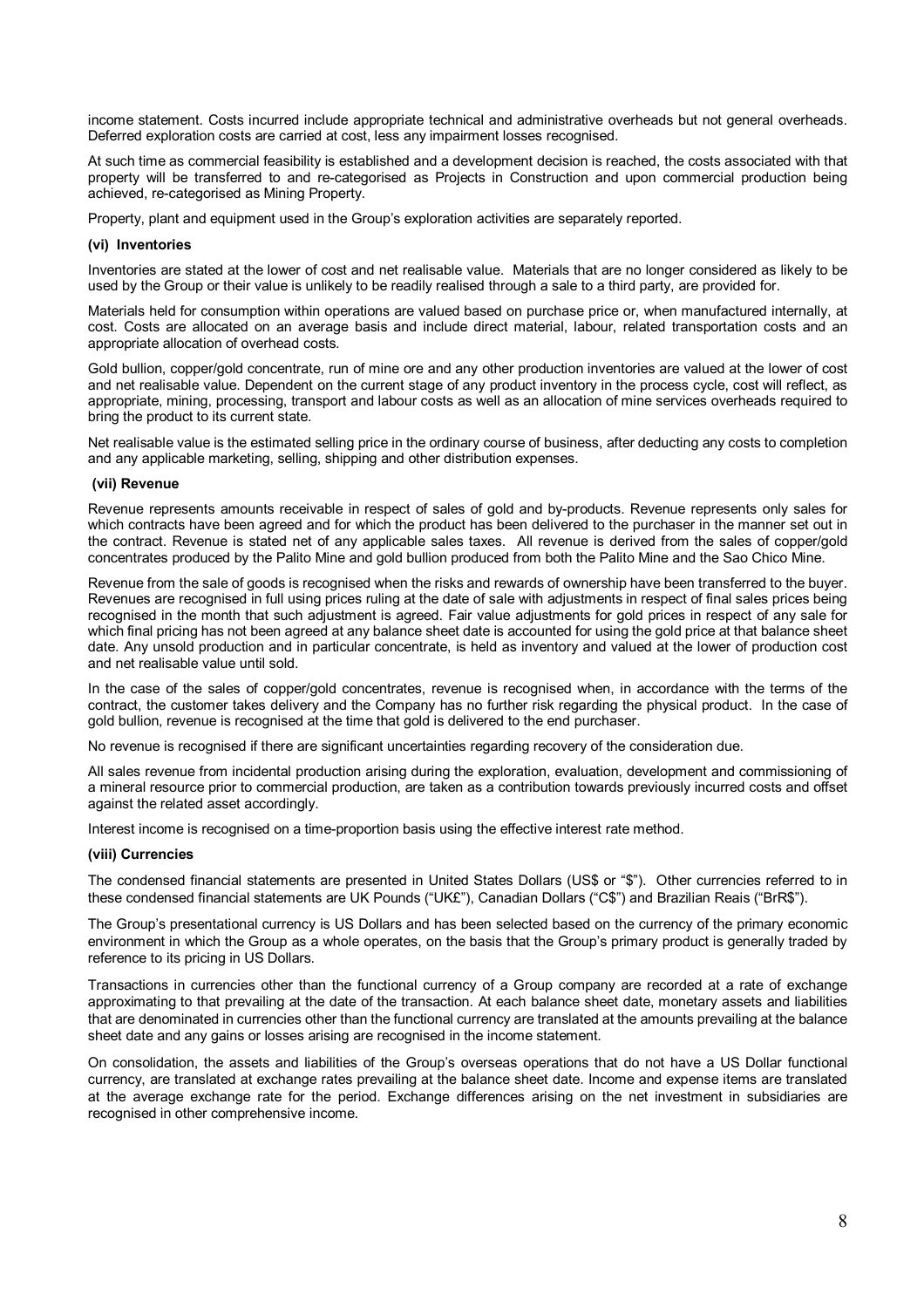income statement. Costs incurred include appropriate technical and administrative overheads but not general overheads. Deferred exploration costs are carried at cost, less any impairment losses recognised.

At such time as commercial feasibility is established and a development decision is reached, the costs associated with that property will be transferred to and re-categorised as Projects in Construction and upon commercial production being achieved, re-categorised as Mining Property.

Property, plant and equipment used in the Group's exploration activities are separately reported.

**(vi) Inventories**

Inventories are stated at the lower of cost and net realisable value. Materials that are no longer considered as likely to be used by the Group or their value is unlikely to be readily realised through a sale to a third party, are provided for.

Materials held for consumption within operations are valued based on purchase price or, when manufactured internally, at cost. Costs are allocated on an average basis and include direct material, labour, related transportation costs and an appropriate allocation of overhead costs.

Gold bullion, copper/gold concentrate, run of mine ore and any other production inventories are valued at the lower of cost and net realisable value. Dependent on the current stage of any product inventory in the process cycle, cost will reflect, as appropriate, mining, processing, transport and labour costs as well as an allocation of mine services overheads required to bring the product to its current state.

Net realisable value is the estimated selling price in the ordinary course of business, after deducting any costs to completion and any applicable marketing, selling, shipping and other distribution expenses.

**(vii) Revenue**

Revenue represents amounts receivable in respect of sales of gold and by-products. Revenue represents only sales for which contracts have been agreed and for which the product has been delivered to the purchaser in the manner set out in the contract. Revenue is stated net of any applicable sales taxes. All revenue is derived from the sales of copper/gold concentrates produced by the Palito Mine and gold bullion produced from both the Palito Mine and the Sao Chico Mine.

Revenue from the sale of goods is recognised when the risks and rewards of ownership have been transferred to the buyer. Revenues are recognised in full using prices ruling at the date of sale with adjustments in respect of final sales prices being recognised in the month that such adjustment is agreed. Fair value adjustments for gold prices in respect of any sale for which final pricing has not been agreed at any balance sheet date is accounted for using the gold price at that balance sheet date. Any unsold production and in particular concentrate, is held as inventory and valued at the lower of production cost and net realisable value until sold.

In the case of the sales of copper/gold concentrates, revenue is recognised when, in accordance with the terms of the contract, the customer takes delivery and the Company has no further risk regarding the physical product. In the case of gold bullion, revenue is recognised at the time that gold is delivered to the end purchaser.

No revenue is recognised if there are significant uncertainties regarding recovery of the consideration due.

All sales revenue from incidental production arising during the exploration, evaluation, development and commissioning of a mineral resource prior to commercial production, are taken as a contribution towards previously incurred costs and offset against the related asset accordingly.

Interest income is recognised on a time-proportion basis using the effective interest rate method.

**(viii) Currencies**

The condensed financial statements are presented in United States Dollars (US$ or "$"). Other currencies referred to in these condensed financial statements are UK Pounds ("UK£"), Canadian Dollars ("C$") and Brazilian Reais ("BrR$").

The Group's presentational currency is US Dollars and has been selected based on the currency of the primary economic environment in which the Group as a whole operates, on the basis that the Group's primary product is generally traded by reference to its pricing in US Dollars.

Transactions in currencies other than the functional currency of a Group company are recorded at a rate of exchange approximating to that prevailing at the date of the transaction. At each balance sheet date, monetary assets and liabilities that are denominated in currencies other than the functional currency are translated at the amounts prevailing at the balance sheet date and any gains or losses arising are recognised in the income statement.

On consolidation, the assets and liabilities of the Group's overseas operations that do not have a US Dollar functional currency, are translated at exchange rates prevailing at the balance sheet date. Income and expense items are translated at the average exchange rate for the period. Exchange differences arising on the net investment in subsidiaries are recognised in other comprehensive income.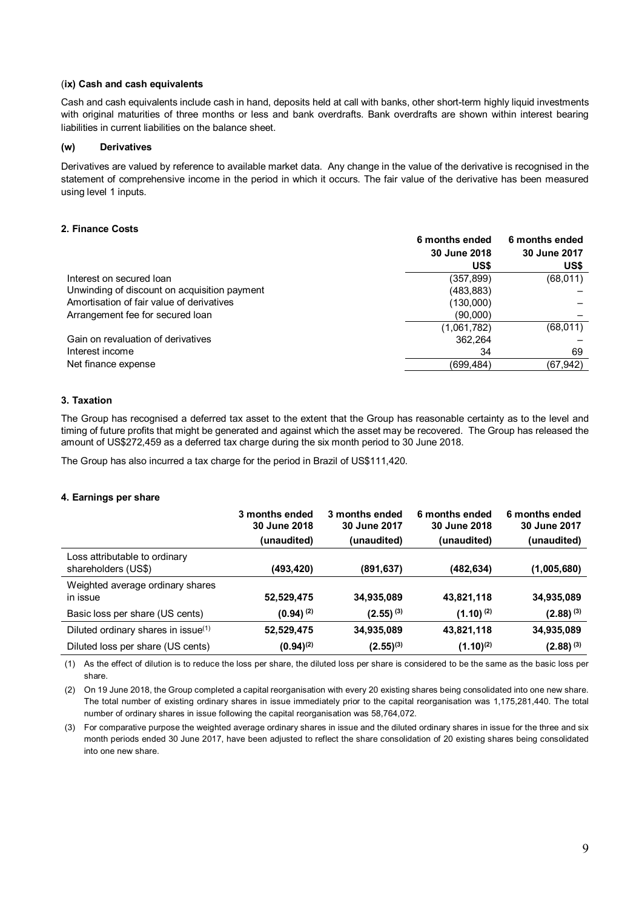#### (ix) Cash and cash equivalents

Cash and cash equivalents include cash in hand, deposits held at call with banks, other short-term highly liquid investments with original maturities of three months or less and bank overdrafts. Bank overdrafts are shown within interest bearing liabilities in current liabilities on the balance sheet.

#### (w) Derivatives

Derivatives are valued by reference to available market data. Any change in the value of the derivative is recognised in the statement of comprehensive income in the period in which it occurs. The fair value of the derivative has been measured using level 1 inputs.

### 2. Finance Costs

| | 6 months ended 30 June 2018 US$ | 6 months ended 30 June 2017 US$ |
|---|---|---|
| Interest on secured loan | (357,899) | (68,011) |
| Unwinding of discount on acquisition payment | (483,883) | – |
| Amortisation of fair value of derivatives | (130,000) | – |
| Arrangement fee for secured loan | (90,000) | – |
| | (1,061,782) | (68,011) |
| Gain on revaluation of derivatives | 362,264 | – |
| Interest income | 34 | 69 |
| Net finance expense | (699,484) | (67,942) |

### 3. Taxation

The Group has recognised a deferred tax asset to the extent that the Group has reasonable certainty as to the level and timing of future profits that might be generated and against which the asset may be recovered. The Group has released the amount of US$272,459 as a deferred tax charge during the six month period to 30 June 2018.

The Group has also incurred a tax charge for the period in Brazil of US$111,420.

### 4. Earnings per share

| | 3 months ended 30 June 2018 (unaudited) | 3 months ended 30 June 2017 (unaudited) | 6 months ended 30 June 2018 (unaudited) | 6 months ended 30 June 2017 (unaudited) |
|---|---|---|---|---|
| Loss attributable to ordinary shareholders (US$) | **(493,420)** | **(891,637)** | **(482,634)** | **(1,005,680)** |
| Weighted average ordinary shares in issue | **52,529,475** | **34,935,089** | **43,821,118** | **34,935,089** |
| Basic loss per share (US cents) | **(0.94)** [(2)] | **(2.55)** [(3)] | **(1.10)** [(2)] | **(2.88)** [(3)] |
| Diluted ordinary shares in issue[(1)] | **52,529,475** | **34,935,089** | **43,821,118** | **34,935,089** |
| Diluted loss per share (US cents) | **(0.94)**[(2)] | **(2.55)**[(3)] | **(1.10)**[(2)] | **(2.88)** [(3)] |

(1) As the effect of dilution is to reduce the loss per share, the diluted loss per share is considered to be the same as the basic loss per share.

(2) On 19 June 2018, the Group completed a capital reorganisation with every 20 existing shares being consolidated into one new share. The total number of existing ordinary shares in issue immediately prior to the capital reorganisation was 1,175,281,440. The total number of ordinary shares in issue following the capital reorganisation was 58,764,072.

(3) For comparative purpose the weighted average ordinary shares in issue and the diluted ordinary shares in issue for the three and six month periods ended 30 June 2017, have been adjusted to reflect the share consolidation of 20 existing shares being consolidated into one new share.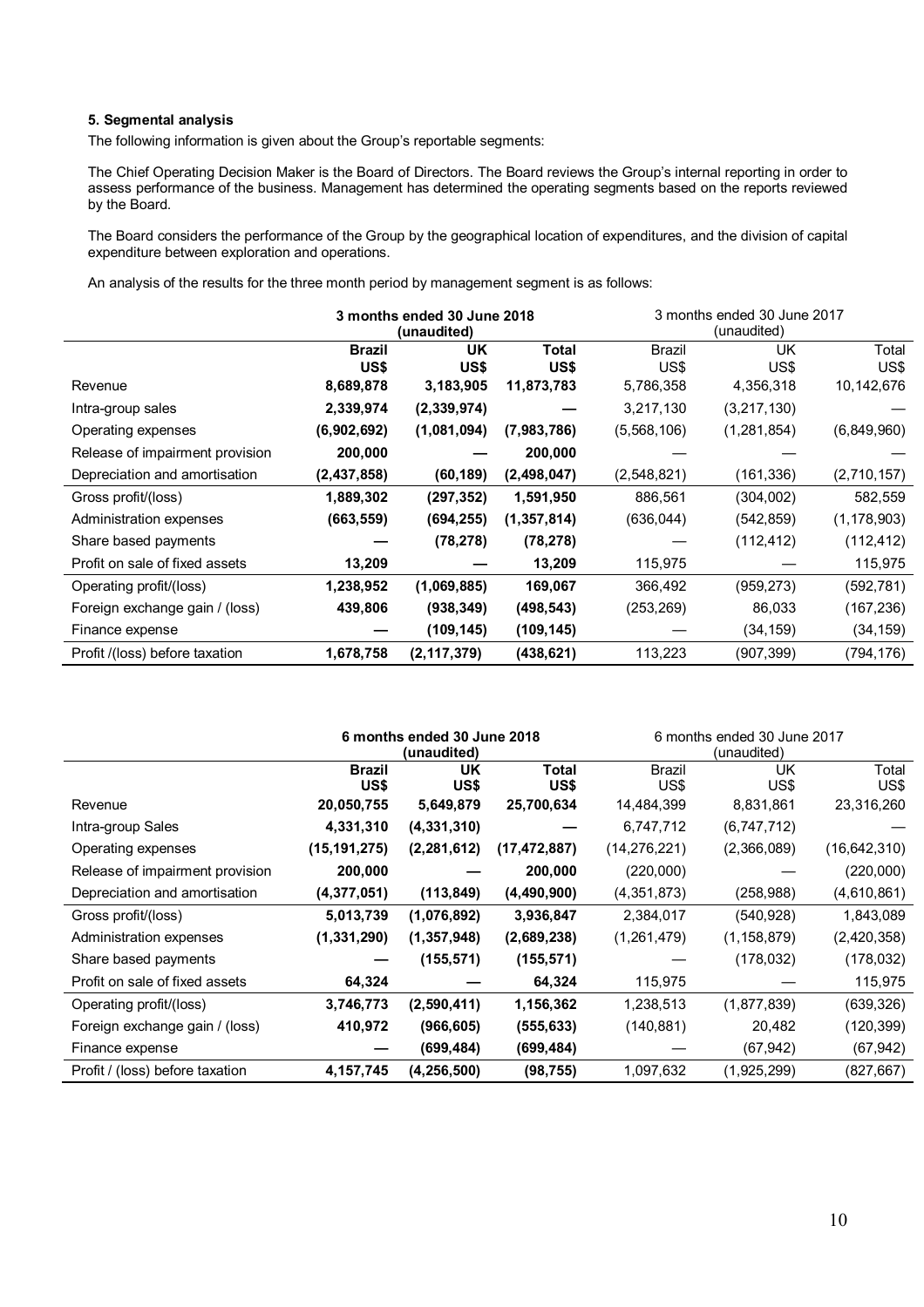**5. Segmental analysis**

The following information is given about the Group's reportable segments:

The Chief Operating Decision Maker is the Board of Directors. The Board reviews the Group's internal reporting in order to assess performance of the business. Management has determined the operating segments based on the reports reviewed by the Board.

The Board considers the performance of the Group by the geographical location of expenditures, and the division of capital expenditure between exploration and operations.

An analysis of the results for the three month period by management segment is as follows:

| | **3 months ended 30 June 2018 (unaudited)** | | | 3 months ended 30 June 2017 (unaudited) | | |
|---|---|---|---|---|---|---|
| | **Brazil US$** | **UK US$** | **Total US$** | Brazil US$ | UK US$ | Total US$ |
| Revenue | **8,689,878** | **3,183,905** | **11,873,783** | 5,786,358 | 4,356,318 | 10,142,676 |
| Intra-group sales | **2,339,974** | **(2,339,974)** | **—** | 3,217,130 | (3,217,130) | — |
| Operating expenses | **(6,902,692)** | **(1,081,094)** | **(7,983,786)** | (5,568,106) | (1,281,854) | (6,849,960) |
| Release of impairment provision | **200,000** | **—** | **200,000** | — | — | — |
| Depreciation and amortisation | **(2,437,858)** | **(60,189)** | **(2,498,047)** | (2,548,821) | (161,336) | (2,710,157) |
| Gross profit/(loss) | **1,889,302** | **(297,352)** | **1,591,950** | 886,561 | (304,002) | 582,559 |
| Administration expenses | **(663,559)** | **(694,255)** | **(1,357,814)** | (636,044) | (542,859) | (1,178,903) |
| Share based payments | **—** | **(78,278)** | **(78,278)** | — | (112,412) | (112,412) |
| Profit on sale of fixed assets | **13,209** | **—** | **13,209** | 115,975 | — | 115,975 |
| Operating profit/(loss) | **1,238,952** | **(1,069,885)** | **169,067** | 366,492 | (959,273) | (592,781) |
| Foreign exchange gain / (loss) | **439,806** | **(938,349)** | **(498,543)** | (253,269) | 86,033 | (167,236) |
| Finance expense | **—** | **(109,145)** | **(109,145)** | — | (34,159) | (34,159) |
| Profit /(loss) before taxation | **1,678,758** | **(2,117,379)** | **(438,621)** | 113,223 | (907,399) | (794,176) |

| | **6 months ended 30 June 2018 (unaudited)** | | | 6 months ended 30 June 2017 (unaudited) | | |
|---|---|---|---|---|---|---|
| | **Brazil US$** | **UK US$** | **Total US$** | Brazil US$ | UK US$ | Total US$ |
| Revenue | **20,050,755** | **5,649,879** | **25,700,634** | 14,484,399 | 8,831,861 | 23,316,260 |
| Intra-group Sales | **4,331,310** | **(4,331,310)** | **—** | 6,747,712 | (6,747,712) | — |
| Operating expenses | **(15,191,275)** | **(2,281,612)** | **(17,472,887)** | (14,276,221) | (2,366,089) | (16,642,310) |
| Release of impairment provision | **200,000** | **—** | **200,000** | (220,000) | — | (220,000) |
| Depreciation and amortisation | **(4,377,051)** | **(113,849)** | **(4,490,900)** | (4,351,873) | (258,988) | (4,610,861) |
| Gross profit/(loss) | **5,013,739** | **(1,076,892)** | **3,936,847** | 2,384,017 | (540,928) | 1,843,089 |
| Administration expenses | **(1,331,290)** | **(1,357,948)** | **(2,689,238)** | (1,261,479) | (1,158,879) | (2,420,358) |
| Share based payments | **—** | **(155,571)** | **(155,571)** | — | (178,032) | (178,032) |
| Profit on sale of fixed assets | **64,324** | **—** | **64,324** | 115,975 | — | 115,975 |
| Operating profit/(loss) | **3,746,773** | **(2,590,411)** | **1,156,362** | 1,238,513 | (1,877,839) | (639,326) |
| Foreign exchange gain / (loss) | **410,972** | **(966,605)** | **(555,633)** | (140,881) | 20,482 | (120,399) |
| Finance expense | **—** | **(699,484)** | **(699,484)** | — | (67,942) | (67,942) |
| Profit / (loss) before taxation | **4,157,745** | **(4,256,500)** | **(98,755)** | 1,097,632 | (1,925,299) | (827,667) |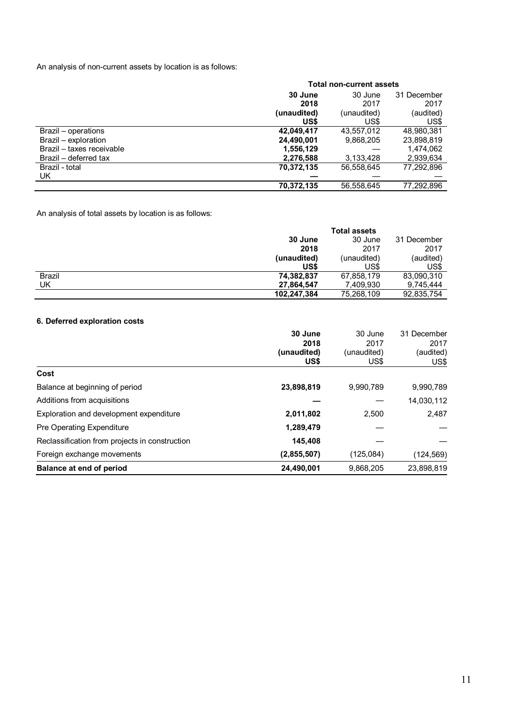An analysis of non-current assets by location is as follows:

| | Total non-current assets | | |
|---|---|---|---|
| | **30 June 2018 (unaudited) US$** | 30 June 2017 (unaudited) US$ | 31 December 2017 (audited) US$ |
| Brazil – operations | **42,049,417** | 43,557,012 | 48,980,381 |
| Brazil – exploration | **24,490,001** | 9,868,205 | 23,898,819 |
| Brazil – taxes receivable | **1,556,129** | — | 1,474,062 |
| Brazil – deferred tax | **2,276,588** | 3,133,428 | 2,939,634 |
| Brazil - total | **70,372,135** | 56,558,645 | 77,292,896 |
| UK | **—** | — | — |
| | **70,372,135** | 56,558,645 | 77,292,896 |

An analysis of total assets by location is as follows:

| | Total assets | | |
|---|---|---|---|
| | **30 June 2018 (unaudited) US$** | 30 June 2017 (unaudited) US$ | 31 December 2017 (audited) US$ |
| Brazil | **74,382,837** | 67,858,179 | 83,090,310 |
| UK | **27,864,547** | 7,409,930 | 9,745,444 |
| | **102,247,384** | 75,268,109 | 92,835,754 |

### 6. Deferred exploration costs

| | **30 June 2018 (unaudited) US$** | 30 June 2017 (unaudited) US$ | 31 December 2017 (audited) US$ |
|---|---|---|---|
| **Cost** | | | |
| Balance at beginning of period | **23,898,819** | 9,990,789 | 9,990,789 |
| Additions from acquisitions | **—** | — | 14,030,112 |
| Exploration and development expenditure | **2,011,802** | 2,500 | 2,487 |
| Pre Operating Expenditure | **1,289,479** | — | — |
| Reclassification from projects in construction | **145,408** | — | — |
| Foreign exchange movements | **(2,855,507)** | (125,084) | (124,569) |
| **Balance at end of period** | **24,490,001** | 9,868,205 | 23,898,819 |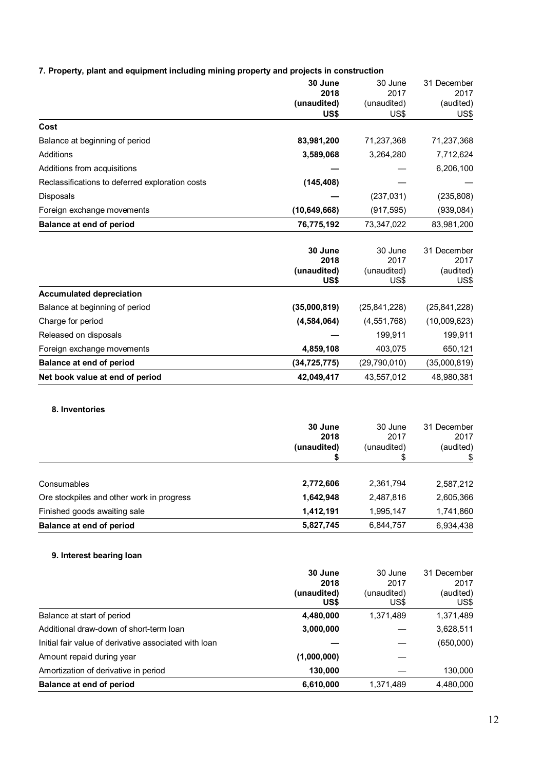### 7. Property, plant and equipment including mining property and projects in construction

| | **30 June 2018 (unaudited) US$** | 30 June 2017 (unaudited) US$ | 31 December 2017 (audited) US$ |
|---|---|---|---|
| **Cost** | | | |
| Balance at beginning of period | **83,981,200** | 71,237,368 | 71,237,368 |
| Additions | **3,589,068** | 3,264,280 | 7,712,624 |
| Additions from acquisitions | **—** | — | 6,206,100 |
| Reclassifications to deferred exploration costs | **(145,408)** | — | — |
| Disposals | **—** | (237,031) | (235,808) |
| Foreign exchange movements | **(10,649,668)** | (917,595) | (939,084) |
| **Balance at end of period** | **76,775,192** | 73,347,022 | 83,981,200 |

| | **30 June 2018 (unaudited) US$** | 30 June 2017 (unaudited) US$ | 31 December 2017 (audited) US$ |
|---|---|---|---|
| **Accumulated depreciation** | | | |
| Balance at beginning of period | **(35,000,819)** | (25,841,228) | (25,841,228) |
| Charge for period | **(4,584,064)** | (4,551,768) | (10,009,623) |
| Released on disposals | **—** | 199,911 | 199,911 |
| Foreign exchange movements | **4,859,108** | 403,075 | 650,121 |
| **Balance at end of period** | **(34,725,775)** | (29,790,010) | (35,000,819) |
| **Net book value at end of period** | **42,049,417** | 43,557,012 | 48,980,381 |

### 8. Inventories

| | **30 June 2018 (unaudited) $** | 30 June 2017 (unaudited) $ | 31 December 2017 (audited) $ |
|---|---|---|---|
| Consumables | **2,772,606** | 2,361,794 | 2,587,212 |
| Ore stockpiles and other work in progress | **1,642,948** | 2,487,816 | 2,605,366 |
| Finished goods awaiting sale | **1,412,191** | 1,995,147 | 1,741,860 |
| **Balance at end of period** | **5,827,745** | 6,844,757 | 6,934,438 |

### 9. Interest bearing loan

| | **30 June 2018 (unaudited) US$** | 30 June 2017 (unaudited) US$ | 31 December 2017 (audited) US$ |
|---|---|---|---|
| Balance at start of period | **4,480,000** | 1,371,489 | 1,371,489 |
| Additional draw-down of short-term loan | **3,000,000** | — | 3,628,511 |
| Initial fair value of derivative associated with loan | **—** | — | (650,000) |
| Amount repaid during year | **(1,000,000)** | — | |
| Amortization of derivative in period | **130,000** | — | 130,000 |
| **Balance at end of period** | **6,610,000** | 1,371,489 | 4,480,000 |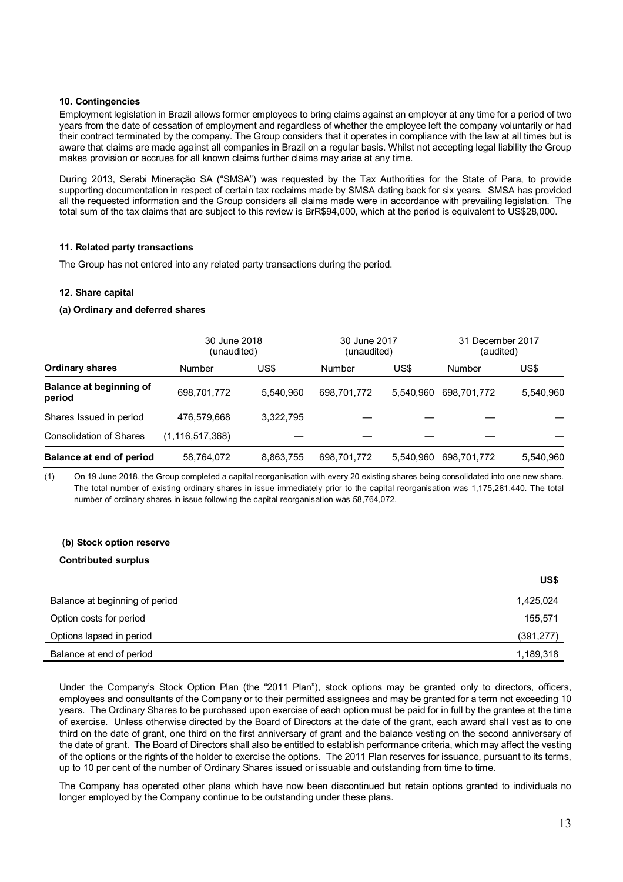### 10. Contingencies

Employment legislation in Brazil allows former employees to bring claims against an employer at any time for a period of two years from the date of cessation of employment and regardless of whether the employee left the company voluntarily or had their contract terminated by the company. The Group considers that it operates in compliance with the law at all times but is aware that claims are made against all companies in Brazil on a regular basis. Whilst not accepting legal liability the Group makes provision or accrues for all known claims further claims may arise at any time.

During 2013, Serabi Mineração SA ("SMSA") was requested by the Tax Authorities for the State of Para, to provide supporting documentation in respect of certain tax reclaims made by SMSA dating back for six years. SMSA has provided all the requested information and the Group considers all claims made were in accordance with prevailing legislation. The total sum of the tax claims that are subject to this review is BrR$94,000, which at the period is equivalent to US$28,000.

### 11. Related party transactions

The Group has not entered into any related party transactions during the period.

### 12. Share capital

#### (a) Ordinary and deferred shares

| | 30 June 2018 (unaudited) | | 30 June 2017 (unaudited) | | 31 December 2017 (audited) | |
|---|---|---|---|---|---|---|
| **Ordinary shares** | Number | US$ | Number | US$ | Number | US$ |
| **Balance at beginning of period** | 698,701,772 | 5,540,960 | 698,701,772 | 5,540,960 | 698,701,772 | 5,540,960 |
| Shares Issued in period | 476,579,668 | 3,322,795 | — | — | — | — |
| Consolidation of Shares | (1,116,517,368) | — | — | — | — | — |
| **Balance at end of period** | 58,764,072 | 8,863,755 | 698,701,772 | 5,540,960 | 698,701,772 | 5,540,960 |

(1) On 19 June 2018, the Group completed a capital reorganisation with every 20 existing shares being consolidated into one new share. The total number of existing ordinary shares in issue immediately prior to the capital reorganisation was 1,175,281,440. The total number of ordinary shares in issue following the capital reorganisation was 58,764,072.

#### (b) Stock option reserve

**Contributed surplus**

| | US$ |
|---|---|
| Balance at beginning of period | 1,425,024 |
| Option costs for period | 155,571 |
| Options lapsed in period | (391,277) |
| Balance at end of period | 1,189,318 |

Under the Company's Stock Option Plan (the "2011 Plan"), stock options may be granted only to directors, officers, employees and consultants of the Company or to their permitted assignees and may be granted for a term not exceeding 10 years. The Ordinary Shares to be purchased upon exercise of each option must be paid for in full by the grantee at the time of exercise. Unless otherwise directed by the Board of Directors at the date of the grant, each award shall vest as to one third on the date of grant, one third on the first anniversary of grant and the balance vesting on the second anniversary of the date of grant. The Board of Directors shall also be entitled to establish performance criteria, which may affect the vesting of the options or the rights of the holder to exercise the options. The 2011 Plan reserves for issuance, pursuant to its terms, up to 10 per cent of the number of Ordinary Shares issued or issuable and outstanding from time to time.

The Company has operated other plans which have now been discontinued but retain options granted to individuals no longer employed by the Company continue to be outstanding under these plans.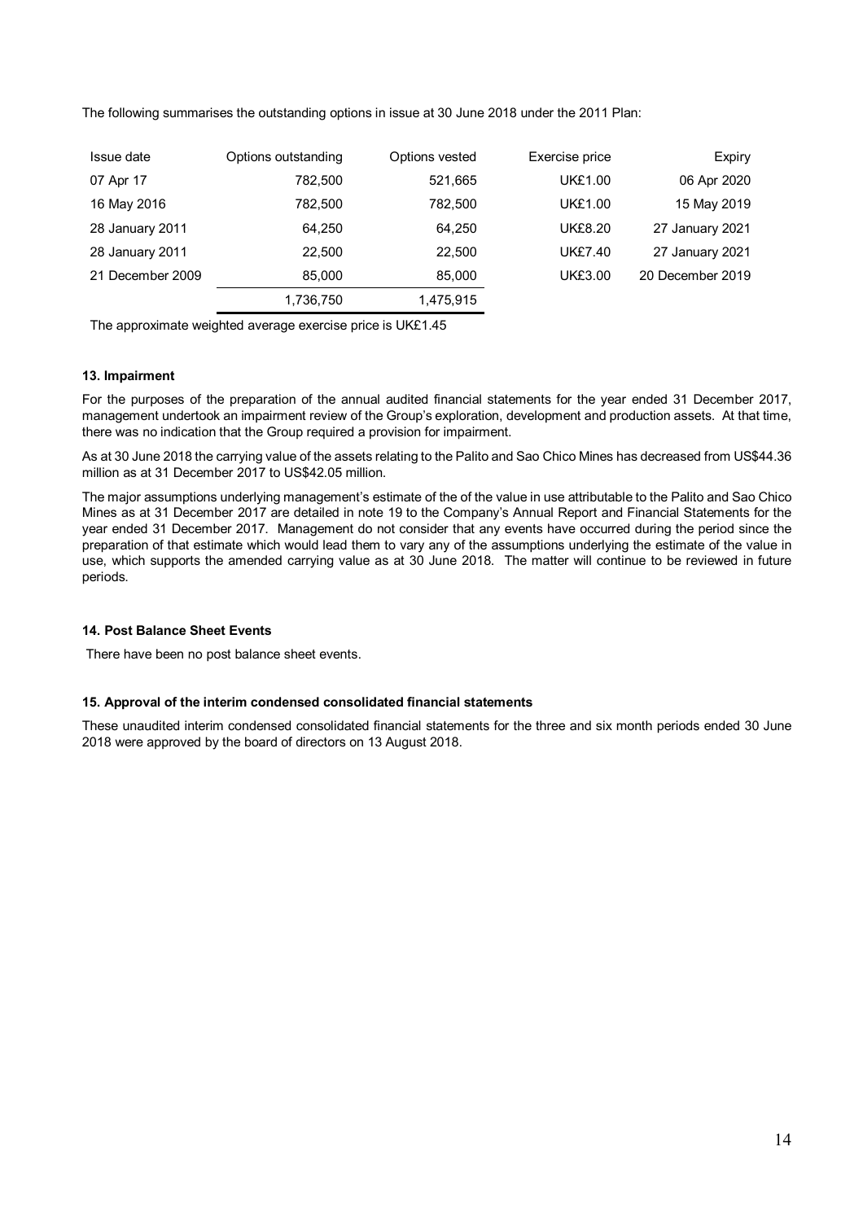The following summarises the outstanding options in issue at 30 June 2018 under the 2011 Plan:

| Issue date | Options outstanding | Options vested | Exercise price | Expiry |
|---|---|---|---|---|
| 07 Apr 17 | 782,500 | 521,665 | UK£1.00 | 06 Apr 2020 |
| 16 May 2016 | 782,500 | 782,500 | UK£1.00 | 15 May 2019 |
| 28 January 2011 | 64,250 | 64,250 | UK£8.20 | 27 January 2021 |
| 28 January 2011 | 22,500 | 22,500 | UK£7.40 | 27 January 2021 |
| 21 December 2009 | 85,000 | 85,000 | UK£3.00 | 20 December 2019 |
| | 1,736,750 | 1,475,915 | | |

The approximate weighted average exercise price is UK£1.45

#### 13. Impairment

For the purposes of the preparation of the annual audited financial statements for the year ended 31 December 2017, management undertook an impairment review of the Group's exploration, development and production assets. At that time, there was no indication that the Group required a provision for impairment.

As at 30 June 2018 the carrying value of the assets relating to the Palito and Sao Chico Mines has decreased from US$44.36 million as at 31 December 2017 to US$42.05 million.

The major assumptions underlying management's estimate of the of the value in use attributable to the Palito and Sao Chico Mines as at 31 December 2017 are detailed in note 19 to the Company's Annual Report and Financial Statements for the year ended 31 December 2017. Management do not consider that any events have occurred during the period since the preparation of that estimate which would lead them to vary any of the assumptions underlying the estimate of the value in use, which supports the amended carrying value as at 30 June 2018. The matter will continue to be reviewed in future periods.

#### 14. Post Balance Sheet Events

There have been no post balance sheet events.

#### 15. Approval of the interim condensed consolidated financial statements

These unaudited interim condensed consolidated financial statements for the three and six month periods ended 30 June 2018 were approved by the board of directors on 13 August 2018.